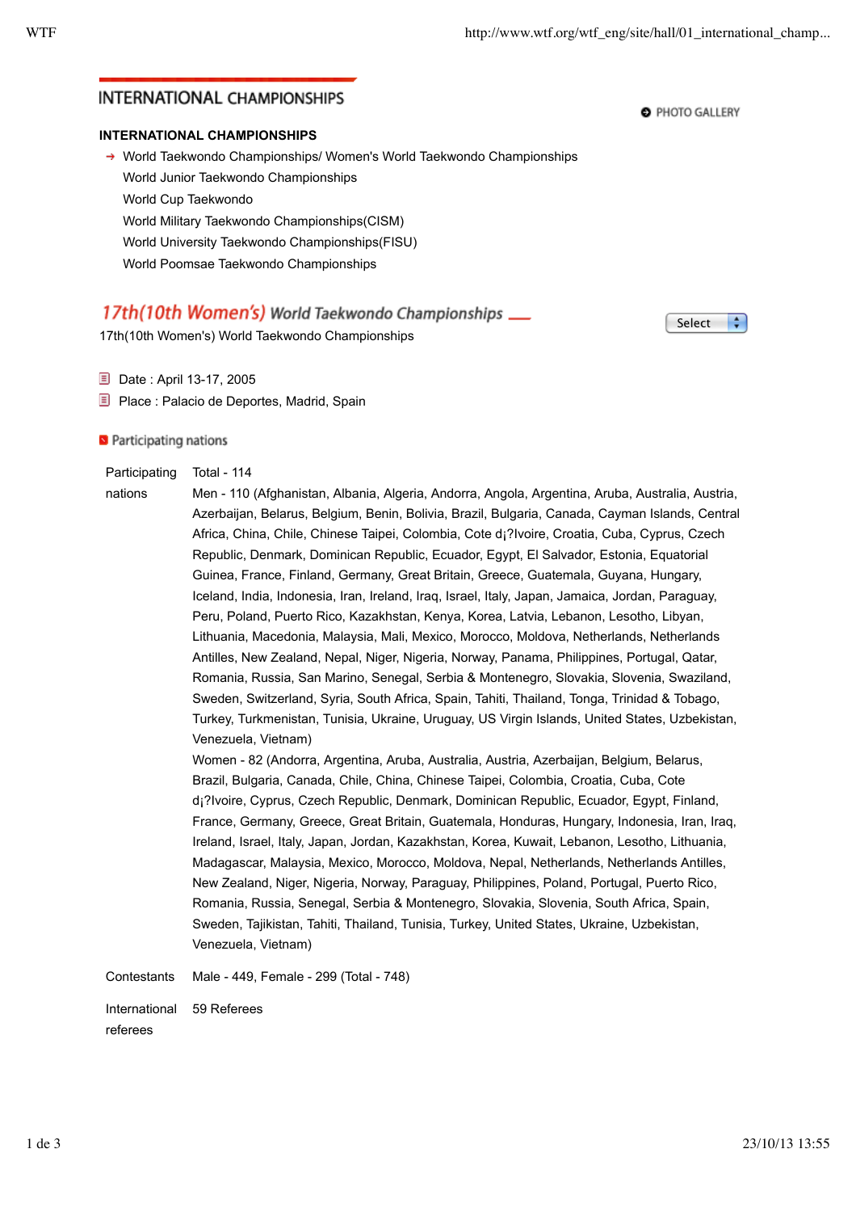# INTERNATIONAL CHAMPIONSHIPS

PHOTO GALLERY

**INTERNATIONAL CHAMPIONSHIPS**

- World Taekwondo Championships/ Women's World Taekwondo Championships
- World Junior Taekwondo Championships
- World Cup Taekwondo
- World Military Taekwondo Championships(CISM)
- World University Taekwondo Championships(FISU)
- World Poomsae Taekwondo Championships

## 17th(10th Women's) World Taekwondo Championships

Select

17th(10th Women's) World Taekwondo Championships

- Date : April 13-17, 2005
- Place : Palacio de Deportes, Madrid, Spain

### Participating nations

| | |
|---|---|
| Participating nations | Total - 114<br>Men - 110 (Afghanistan, Albania, Algeria, Andorra, Angola, Argentina, Aruba, Australia, Austria, Azerbaijan, Belarus, Belgium, Benin, Bolivia, Brazil, Bulgaria, Canada, Cayman Islands, Central Africa, China, Chile, Chinese Taipei, Colombia, Cote d¡?Ivoire, Croatia, Cuba, Cyprus, Czech Republic, Denmark, Dominican Republic, Ecuador, Egypt, El Salvador, Estonia, Equatorial Guinea, France, Finland, Germany, Great Britain, Greece, Guatemala, Guyana, Hungary, Iceland, India, Indonesia, Iran, Ireland, Iraq, Israel, Italy, Japan, Jamaica, Jordan, Paraguay, Peru, Poland, Puerto Rico, Kazakhstan, Kenya, Korea, Latvia, Lebanon, Lesotho, Libyan, Lithuania, Macedonia, Malaysia, Mali, Mexico, Morocco, Moldova, Netherlands, Netherlands Antilles, New Zealand, Nepal, Niger, Nigeria, Norway, Panama, Philippines, Portugal, Qatar, Romania, Russia, San Marino, Senegal, Serbia & Montenegro, Slovakia, Slovenia, Swaziland, Sweden, Switzerland, Syria, South Africa, Spain, Tahiti, Thailand, Tonga, Trinidad & Tobago, Turkey, Turkmenistan, Tunisia, Ukraine, Uruguay, US Virgin Islands, United States, Uzbekistan, Venezuela, Vietnam)<br>Women - 82 (Andorra, Argentina, Aruba, Australia, Austria, Azerbaijan, Belgium, Belarus, Brazil, Bulgaria, Canada, Chile, China, Chinese Taipei, Colombia, Croatia, Cuba, Cote d¡?Ivoire, Cyprus, Czech Republic, Denmark, Dominican Republic, Ecuador, Egypt, Finland, France, Germany, Greece, Great Britain, Guatemala, Honduras, Hungary, Indonesia, Iran, Iraq, Ireland, Israel, Italy, Japan, Jordan, Kazakhstan, Korea, Kuwait, Lebanon, Lesotho, Lithuania, Madagascar, Malaysia, Mexico, Morocco, Moldova, Nepal, Netherlands, Netherlands Antilles, New Zealand, Niger, Nigeria, Norway, Paraguay, Philippines, Poland, Portugal, Puerto Rico, Romania, Russia, Senegal, Serbia & Montenegro, Slovakia, Slovenia, South Africa, Spain, Sweden, Tajikistan, Tahiti, Thailand, Tunisia, Turkey, United States, Ukraine, Uzbekistan, Venezuela, Vietnam) |
| Contestants | Male - 449, Female - 299 (Total - 748) |
| International referees | 59 Referees |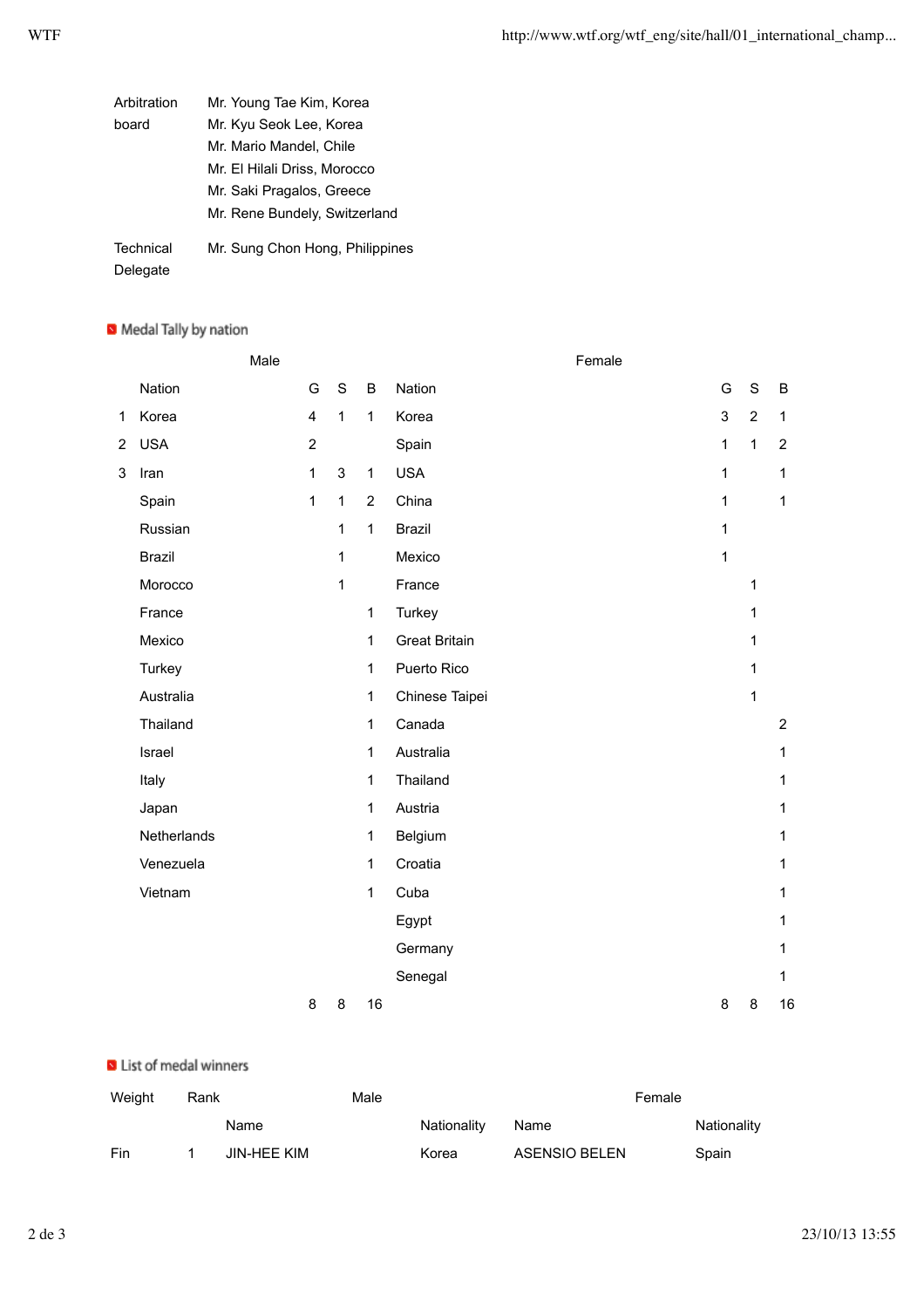| | |
|---|---|
| Arbitration board | Mr. Young Tae Kim, Korea<br>Mr. Kyu Seok Lee, Korea<br>Mr. Mario Mandel, Chile<br>Mr. El Hilali Driss, Morocco<br>Mr. Saki Pragalos, Greece<br>Mr. Rene Bundely, Switzerland |
| Technical Delegate | Mr. Sung Chon Hong, Philippines |

## Medal Tally by nation

| | Male | | | | Female | | | |
|---|---|---|---|---|---|---|---|---|
| | Nation | G | S | B | Nation | G | S | B |
| 1 | Korea | 4 | 1 | 1 | Korea | 3 | 2 | 1 |
| 2 | USA | 2 | | | Spain | 1 | 1 | 2 |
| 3 | Iran | 1 | 3 | 1 | USA | 1 | | 1 |
| | Spain | 1 | 1 | 2 | China | 1 | | 1 |
| | Russian | | 1 | 1 | Brazil | 1 | | |
| | Brazil | | 1 | | Mexico | 1 | | |
| | Morocco | | 1 | | France | | 1 | |
| | France | | | 1 | Turkey | | 1 | |
| | Mexico | | | 1 | Great Britain | | 1 | |
| | Turkey | | | 1 | Puerto Rico | | 1 | |
| | Australia | | | 1 | Chinese Taipei | | 1 | |
| | Thailand | | | 1 | Canada | | | 2 |
| | Israel | | | 1 | Australia | | | 1 |
| | Italy | | | 1 | Thailand | | | 1 |
| | Japan | | | 1 | Austria | | | 1 |
| | Netherlands | | | 1 | Belgium | | | 1 |
| | Venezuela | | | 1 | Croatia | | | 1 |
| | Vietnam | | | 1 | Cuba | | | 1 |
| | | | | | Egypt | | | 1 |
| | | | | | Germany | | | 1 |
| | | | | | Senegal | | | 1 |
| | | 8 | 8 | 16 | | 8 | 8 | 16 |

## List of medal winners

| Weight | Rank | Male | | Female | |
|---|---|---|---|---|---|
| | | Name | Nationality | Name | Nationality |
| Fin | 1 | JIN-HEE KIM | Korea | ASENSIO BELEN | Spain |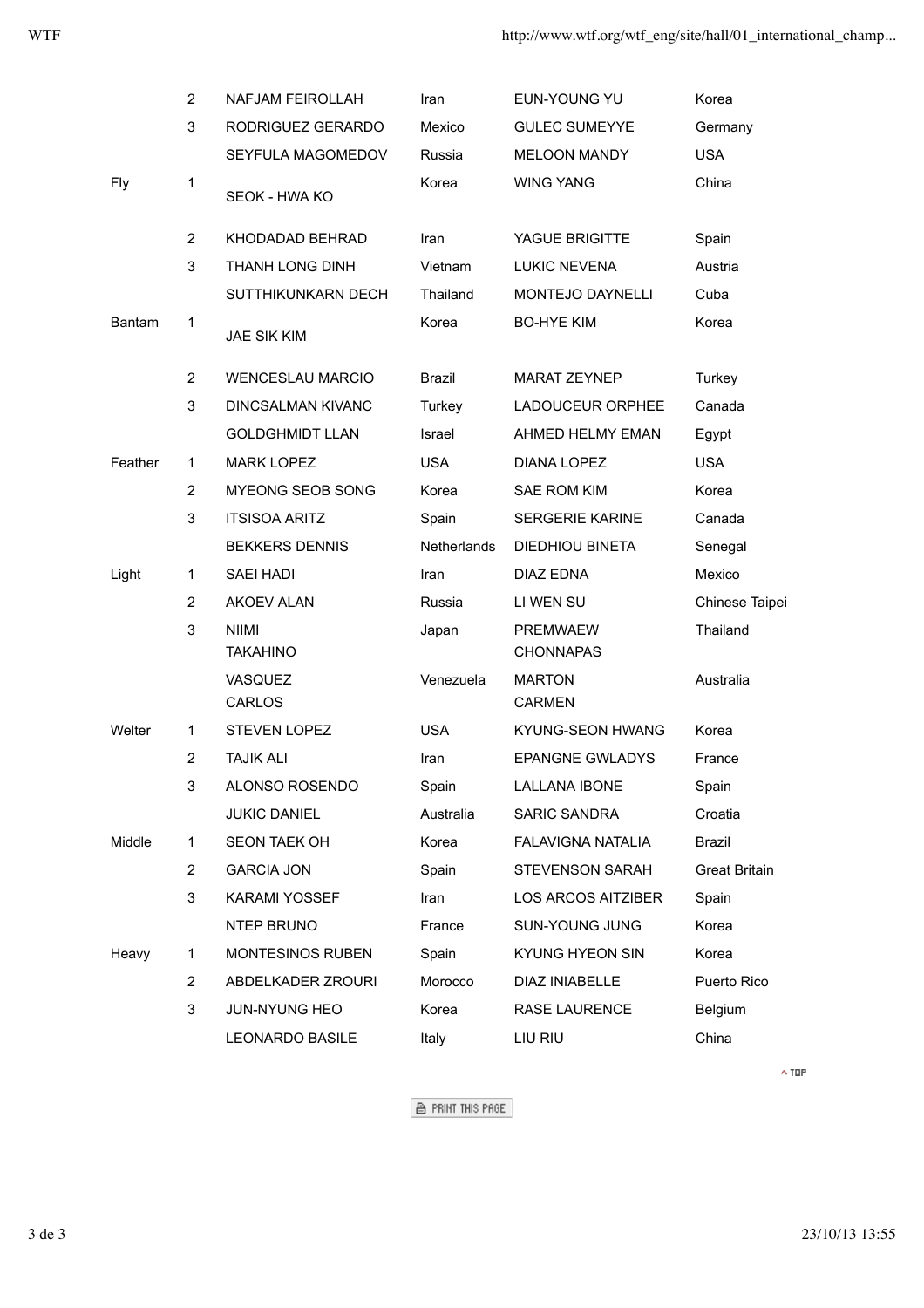| | | | | | |
|---|---|---|---|---|---|
| | 2 | NAFJAM FEIROLLAH | Iran | EUN-YOUNG YU | Korea |
| | 3 | RODRIGUEZ GERARDO | Mexico | GULEC SUMEYYE | Germany |
| | | SEYFULA MAGOMEDOV | Russia | MELOON MANDY | USA |
| Fly | 1 | SEOK - HWA KO | Korea | WING YANG | China |
| | 2 | KHODADAD BEHRAD | Iran | YAGUE BRIGITTE | Spain |
| | 3 | THANH LONG DINH | Vietnam | LUKIC NEVENA | Austria |
| | | SUTTHIKUNKARN DECH | Thailand | MONTEJO DAYNELLI | Cuba |
| Bantam | 1 | JAE SIK KIM | Korea | BO-HYE KIM | Korea |
| | 2 | WENCESLAU MARCIO | Brazil | MARAT ZEYNEP | Turkey |
| | 3 | DINCSALMAN KIVANC | Turkey | LADOUCEUR ORPHEE | Canada |
| | | GOLDGHMIDT LLAN | Israel | AHMED HELMY EMAN | Egypt |
| Feather | 1 | MARK LOPEZ | USA | DIANA LOPEZ | USA |
| | 2 | MYEONG SEOB SONG | Korea | SAE ROM KIM | Korea |
| | 3 | ITSISOA ARITZ | Spain | SERGERIE KARINE | Canada |
| | | BEKKERS DENNIS | Netherlands | DIEDHIOU BINETA | Senegal |
| Light | 1 | SAEI HADI | Iran | DIAZ EDNA | Mexico |
| | 2 | AKOEV ALAN | Russia | LI WEN SU | Chinese Taipei |
| | 3 | NIIMI TAKAHINO | Japan | PREMWAEW CHONNAPAS | Thailand |
| | | VASQUEZ CARLOS | Venezuela | MARTON CARMEN | Australia |
| Welter | 1 | STEVEN LOPEZ | USA | KYUNG-SEON HWANG | Korea |
| | 2 | TAJIK ALI | Iran | EPANGNE GWLADYS | France |
| | 3 | ALONSO ROSENDO | Spain | LALLANA IBONE | Spain |
| | | JUKIC DANIEL | Australia | SARIC SANDRA | Croatia |
| Middle | 1 | SEON TAEK OH | Korea | FALAVIGNA NATALIA | Brazil |
| | 2 | GARCIA JON | Spain | STEVENSON SARAH | Great Britain |
| | 3 | KARAMI YOSSEF | Iran | LOS ARCOS AITZIBER | Spain |
| | | NTEP BRUNO | France | SUN-YOUNG JUNG | Korea |
| Heavy | 1 | MONTESINOS RUBEN | Spain | KYUNG HYEON SIN | Korea |
| | 2 | ABDELKADER ZROURI | Morocco | DIAZ INIABELLE | Puerto Rico |
| | 3 | JUN-NYUNG HEO | Korea | RASE LAURENCE | Belgium |
| | | LEONARDO BASILE | Italy | LIU RIU | China |